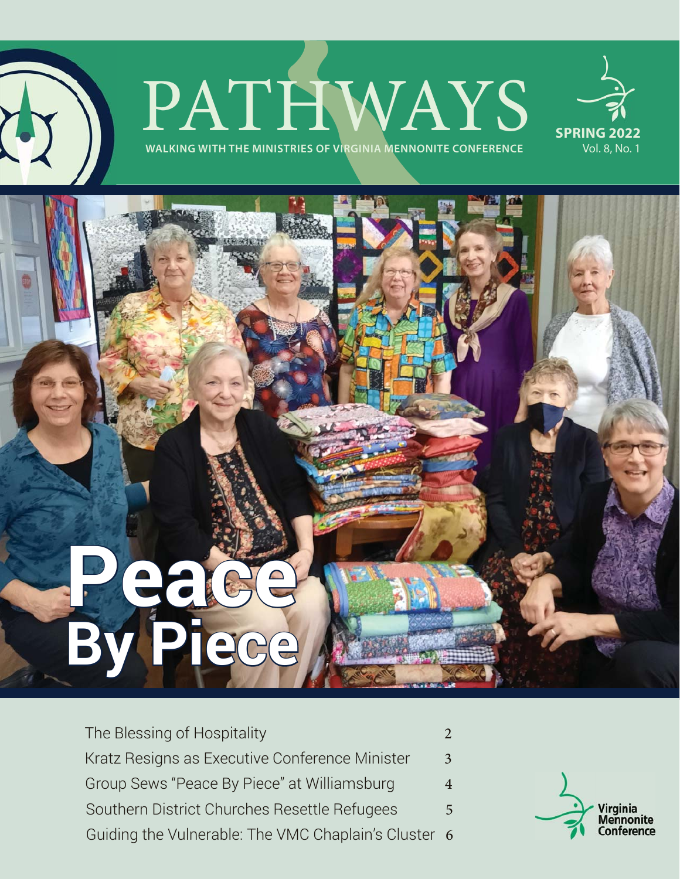# PATHWAYS

WALKING WITH THE MINISTRIES OF VIRGINIA MENNONITE CONFERENCE

**SPRING 2022**
Vol. 8, No. 1

# Peace By Piece

| | |
|---|---|
| The Blessing of Hospitality | 2 |
| Kratz Resigns as Executive Conference Minister | 3 |
| Group Sews "Peace By Piece" at Williamsburg | 4 |
| Southern District Churches Resettle Refugees | 5 |
| Guiding the Vulnerable: The VMC Chaplain's Cluster | 6 |

Virginia Mennonite Conference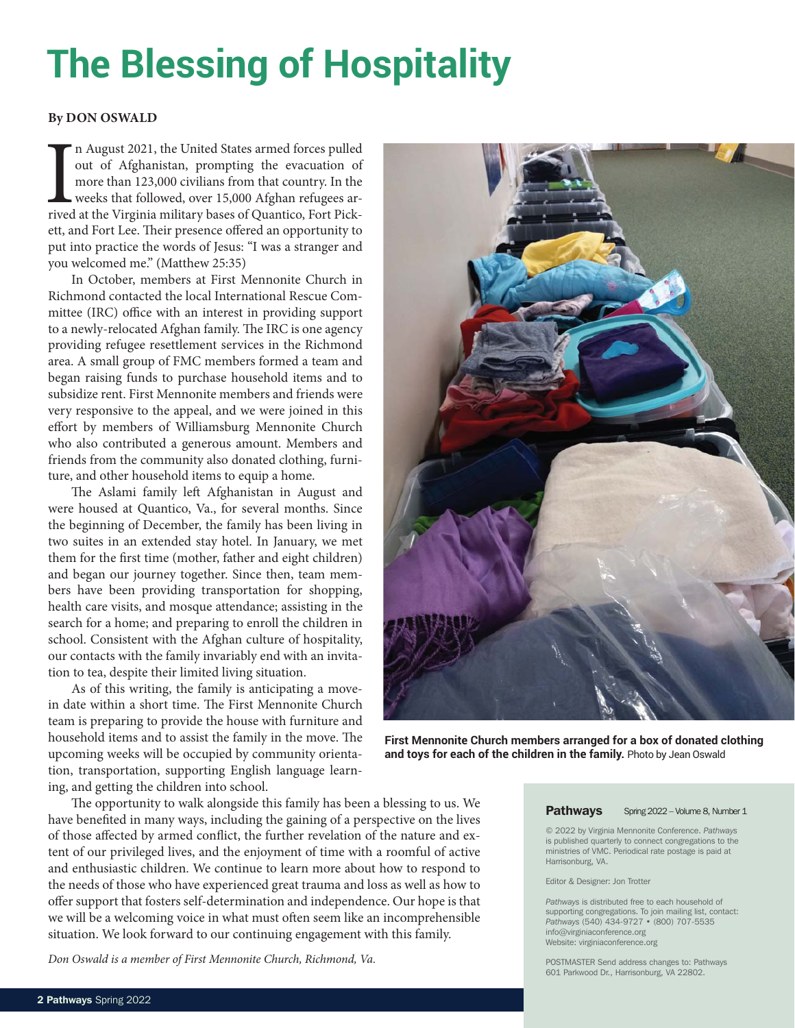# The Blessing of Hospitality

**By DON OSWALD**

In August 2021, the United States armed forces pulled out of Afghanistan, prompting the evacuation of more than 123,000 civilians from that country. In the weeks that followed, over 15,000 Afghan refugees arrived at the Virginia military bases of Quantico, Fort Pickett, and Fort Lee. Their presence offered an opportunity to put into practice the words of Jesus: "I was a stranger and you welcomed me." (Matthew 25:35)

In October, members at First Mennonite Church in Richmond contacted the local International Rescue Committee (IRC) office with an interest in providing support to a newly-relocated Afghan family. The IRC is one agency providing refugee resettlement services in the Richmond area. A small group of FMC members formed a team and began raising funds to purchase household items and to subsidize rent. First Mennonite members and friends were very responsive to the appeal, and we were joined in this effort by members of Williamsburg Mennonite Church who also contributed a generous amount. Members and friends from the community also donated clothing, furniture, and other household items to equip a home.

The Aslami family left Afghanistan in August and were housed at Quantico, Va., for several months. Since the beginning of December, the family has been living in two suites in an extended stay hotel. In January, we met them for the first time (mother, father and eight children) and began our journey together. Since then, team members have been providing transportation for shopping, health care visits, and mosque attendance; assisting in the search for a home; and preparing to enroll the children in school. Consistent with the Afghan culture of hospitality, our contacts with the family invariably end with an invitation to tea, despite their limited living situation.

As of this writing, the family is anticipating a move-in date within a short time. The First Mennonite Church team is preparing to provide the house with furniture and household items and to assist the family in the move. The upcoming weeks will be occupied by community orientation, transportation, supporting English language learning, and getting the children into school.

**First Mennonite Church members arranged for a box of donated clothing and toys for each of the children in the family.** Photo by Jean Oswald

The opportunity to walk alongside this family has been a blessing to us. We have benefited in many ways, including the gaining of a perspective on the lives of those affected by armed conflict, the further revelation of the nature and extent of our privileged lives, and the enjoyment of time with a roomful of active and enthusiastic children. We continue to learn more about how to respond to the needs of those who have experienced great trauma and loss as well as how to offer support that fosters self-determination and independence. Our hope is that we will be a welcoming voice in what must often seem like an incomprehensible situation. We look forward to our continuing engagement with this family.

*Don Oswald is a member of First Mennonite Church, Richmond, Va.*

---

**Pathways** Spring 2022 – Volume 8, Number 1

© 2022 by Virginia Mennonite Conference. *Pathways* is published quarterly to connect congregations to the ministries of VMC. Periodical rate postage is paid at Harrisonburg, VA.

Editor & Designer: Jon Trotter

*Pathways* is distributed free to each household of supporting congregations. To join mailing list, contact: *Pathways* (540) 434-9727 • (800) 707-5535
info@virginiaconference.org
Website: virginiaconference.org

POSTMASTER Send address changes to: Pathways
601 Parkwood Dr., Harrisonburg, VA 22802.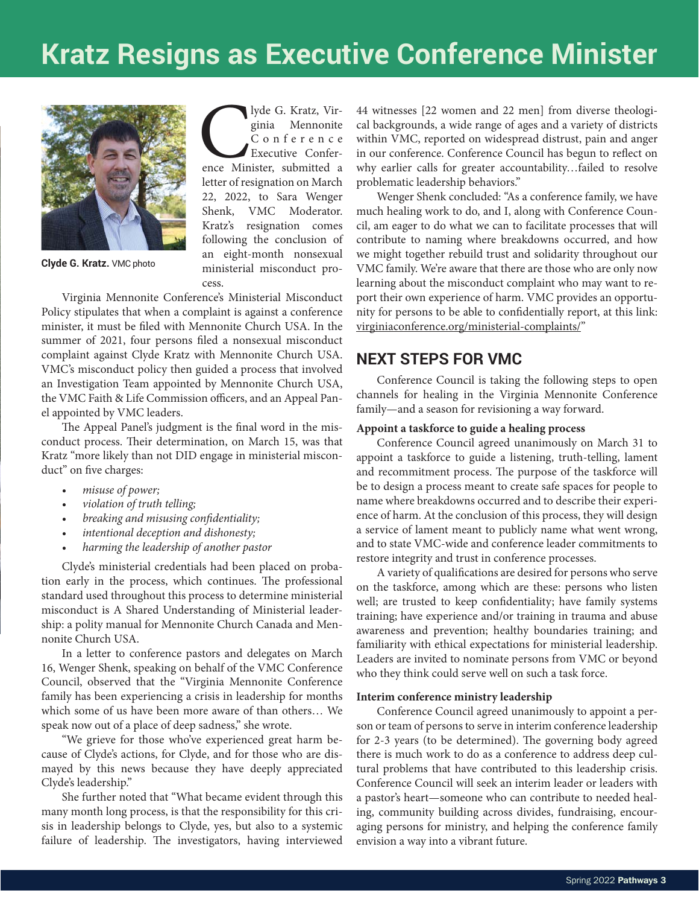# Kratz Resigns as Executive Conference Minister

Clyde G. Kratz. VMC photo

Clyde G. Kratz, Virginia Mennonite Conference Executive Conference Minister, submitted a letter of resignation on March 22, 2022, to Sara Wenger Shenk, VMC Moderator. Kratz's resignation comes following the conclusion of an eight-month nonsexual ministerial misconduct process.

Virginia Mennonite Conference's Ministerial Misconduct Policy stipulates that when a complaint is against a conference minister, it must be filed with Mennonite Church USA. In the summer of 2021, four persons filed a nonsexual misconduct complaint against Clyde Kratz with Mennonite Church USA. VMC's misconduct policy then guided a process that involved an Investigation Team appointed by Mennonite Church USA, the VMC Faith & Life Commission officers, and an Appeal Panel appointed by VMC leaders.

The Appeal Panel's judgment is the final word in the misconduct process. Their determination, on March 15, was that Kratz "more likely than not DID engage in ministerial misconduct" on five charges:

- *misuse of power;*
- *violation of truth telling;*
- *breaking and misusing confidentiality;*
- *intentional deception and dishonesty;*
- *harming the leadership of another pastor*

Clyde's ministerial credentials had been placed on probation early in the process, which continues. The professional standard used throughout this process to determine ministerial misconduct is A Shared Understanding of Ministerial leadership: a polity manual for Mennonite Church Canada and Mennonite Church USA.

In a letter to conference pastors and delegates on March 16, Wenger Shenk, speaking on behalf of the VMC Conference Council, observed that the "Virginia Mennonite Conference family has been experiencing a crisis in leadership for months which some of us have been more aware of than others… We speak now out of a place of deep sadness," she wrote.

"We grieve for those who've experienced great harm because of Clyde's actions, for Clyde, and for those who are dismayed by this news because they have deeply appreciated Clyde's leadership."

She further noted that "What became evident through this many month long process, is that the responsibility for this crisis in leadership belongs to Clyde, yes, but also to a systemic failure of leadership. The investigators, having interviewed 44 witnesses [22 women and 22 men] from diverse theological backgrounds, a wide range of ages and a variety of districts within VMC, reported on widespread distrust, pain and anger in our conference. Conference Council has begun to reflect on why earlier calls for greater accountability…failed to resolve problematic leadership behaviors."

Wenger Shenk concluded: "As a conference family, we have much healing work to do, and I, along with Conference Council, am eager to do what we can to facilitate processes that will contribute to naming where breakdowns occurred, and how we might together rebuild trust and solidarity throughout our VMC family. We're aware that there are those who are only now learning about the misconduct complaint who may want to report their own experience of harm. VMC provides an opportunity for persons to be able to confidentially report, at this link: virginiaconference.org/ministerial-complaints/"

## NEXT STEPS FOR VMC

Conference Council is taking the following steps to open channels for healing in the Virginia Mennonite Conference family—and a season for revisioning a way forward.

**Appoint a taskforce to guide a healing process**

Conference Council agreed unanimously on March 31 to appoint a taskforce to guide a listening, truth-telling, lament and recommitment process. The purpose of the taskforce will be to design a process meant to create safe spaces for people to name where breakdowns occurred and to describe their experience of harm. At the conclusion of this process, they will design a service of lament meant to publicly name what went wrong, and to state VMC-wide and conference leader commitments to restore integrity and trust in conference processes.

A variety of qualifications are desired for persons who serve on the taskforce, among which are these: persons who listen well; are trusted to keep confidentiality; have family systems training; have experience and/or training in trauma and abuse awareness and prevention; healthy boundaries training; and familiarity with ethical expectations for ministerial leadership. Leaders are invited to nominate persons from VMC or beyond who they think could serve well on such a task force.

**Interim conference ministry leadership**

Conference Council agreed unanimously to appoint a person or team of persons to serve in interim conference leadership for 2-3 years (to be determined). The governing body agreed there is much work to do as a conference to address deep cultural problems that have contributed to this leadership crisis. Conference Council will seek an interim leader or leaders with a pastor's heart—someone who can contribute to needed healing, community building across divides, fundraising, encouraging persons for ministry, and helping the conference family envision a way into a vibrant future.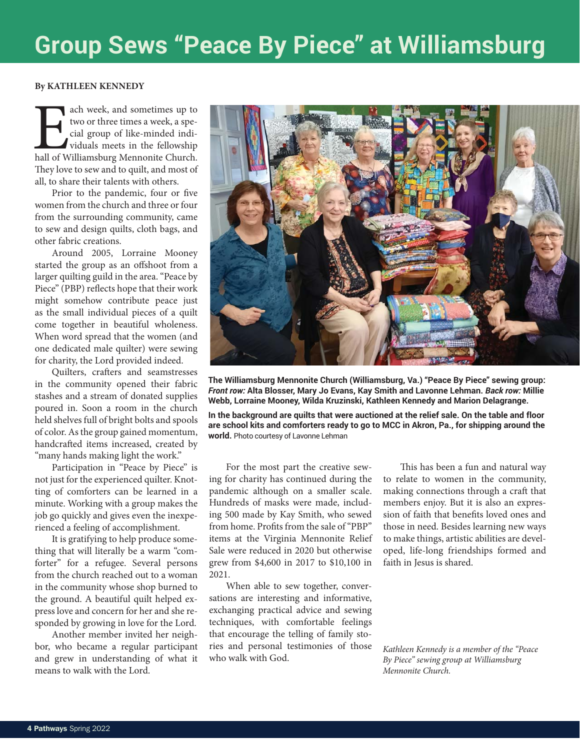# Group Sews "Peace By Piece" at Williamsburg

**By KATHLEEN KENNEDY**

Each week, and sometimes up to two or three times a week, a special group of like-minded individuals meets in the fellowship hall of Williamsburg Mennonite Church. They love to sew and to quilt, and most of all, to share their talents with others.

Prior to the pandemic, four or five women from the church and three or four from the surrounding community, came to sew and design quilts, cloth bags, and other fabric creations.

Around 2005, Lorraine Mooney started the group as an offshoot from a larger quilting guild in the area. "Peace by Piece" (PBP) reflects hope that their work might somehow contribute peace just as the small individual pieces of a quilt come together in beautiful wholeness. When word spread that the women (and one dedicated male quilter) were sewing for charity, the Lord provided indeed.

Quilters, crafters and seamstresses in the community opened their fabric stashes and a stream of donated supplies poured in. Soon a room in the church held shelves full of bright bolts and spools of color. As the group gained momentum, handcrafted items increased, created by "many hands making light the work."

Participation in "Peace by Piece" is not just for the experienced quilter. Knotting of comforters can be learned in a minute. Working with a group makes the job go quickly and gives even the inexperienced a feeling of accomplishment.

It is gratifying to help produce something that will literally be a warm "comforter" for a refugee. Several persons from the church reached out to a woman in the community whose shop burned to the ground. A beautiful quilt helped express love and concern for her and she responded by growing in love for the Lord.

Another member invited her neighbor, who became a regular participant and grew in understanding of what it means to walk with the Lord.

**The Williamsburg Mennonite Church (Williamsburg, Va.) "Peace By Piece" sewing group: *Front row:* Alta Blosser, Mary Jo Evans, Kay Smith and Lavonne Lehman. *Back row:* Millie Webb, Lorraine Mooney, Wilda Kruzinski, Kathleen Kennedy and Marion Delagrange.**

**In the background are quilts that were auctioned at the relief sale. On the table and floor are school kits and comforters ready to go to MCC in Akron, Pa., for shipping around the world.** Photo courtesy of Lavonne Lehman

For the most part the creative sewing for charity has continued during the pandemic although on a smaller scale. Hundreds of masks were made, including 500 made by Kay Smith, who sewed from home. Profits from the sale of "PBP" items at the Virginia Mennonite Relief Sale were reduced in 2020 but otherwise grew from $4,600 in 2017 to $10,100 in 2021.

When able to sew together, conversations are interesting and informative, exchanging practical advice and sewing techniques, with comfortable feelings that encourage the telling of family stories and personal testimonies of those who walk with God.

This has been a fun and natural way to relate to women in the community, making connections through a craft that members enjoy. But it is also an expression of faith that benefits loved ones and those in need. Besides learning new ways to make things, artistic abilities are developed, life-long friendships formed and faith in Jesus is shared.

*Kathleen Kennedy is a member of the "Peace By Piece" sewing group at Williamsburg Mennonite Church.*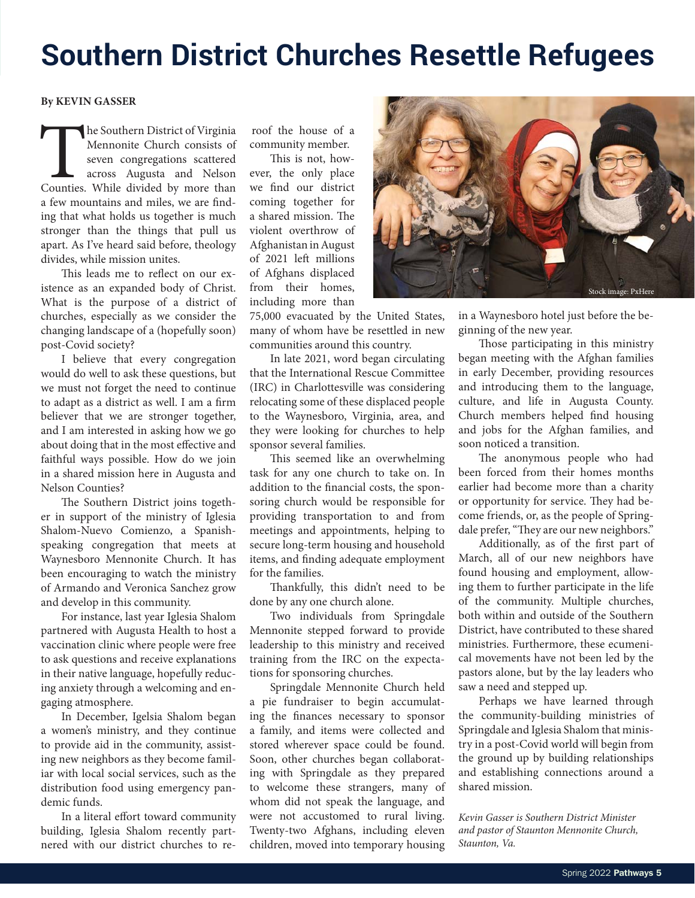# Southern District Churches Resettle Refugees

**By KEVIN GASSER**

The Southern District of Virginia Mennonite Church consists of seven congregations scattered across Augusta and Nelson Counties. While divided by more than a few mountains and miles, we are finding that what holds us together is much stronger than the things that pull us apart. As I've heard said before, theology divides, while mission unites.

This leads me to reflect on our existence as an expanded body of Christ. What is the purpose of a district of churches, especially as we consider the changing landscape of a (hopefully soon) post-Covid society?

I believe that every congregation would do well to ask these questions, but we must not forget the need to continue to adapt as a district as well. I am a firm believer that we are stronger together, and I am interested in asking how we go about doing that in the most effective and faithful ways possible. How do we join in a shared mission here in Augusta and Nelson Counties?

The Southern District joins together in support of the ministry of Iglesia Shalom-Nuevo Comienzo, a Spanish-speaking congregation that meets at Waynesboro Mennonite Church. It has been encouraging to watch the ministry of Armando and Veronica Sanchez grow and develop in this community.

For instance, last year Iglesia Shalom partnered with Augusta Health to host a vaccination clinic where people were free to ask questions and receive explanations in their native language, hopefully reducing anxiety through a welcoming and engaging atmosphere.

In December, Igelsia Shalom began a women's ministry, and they continue to provide aid in the community, assisting new neighbors as they become familiar with local social services, such as the distribution food using emergency pandemic funds.

In a literal effort toward community building, Iglesia Shalom recently partnered with our district churches to reroof the house of a community member.

This is not, however, the only place we find our district coming together for a shared mission. The violent overthrow of Afghanistan in August of 2021 left millions of Afghans displaced from their homes, including more than 75,000 evacuated by the United States, many of whom have be resettled in new communities around this country.

In late 2021, word began circulating that the International Rescue Committee (IRC) in Charlottesville was considering relocating some of these displaced people to the Waynesboro, Virginia, area, and they were looking for churches to help sponsor several families.

This seemed like an overwhelming task for any one church to take on. In addition to the financial costs, the sponsoring church would be responsible for providing transportation to and from meetings and appointments, helping to secure long-term housing and household items, and finding adequate employment for the families.

Thankfully, this didn't need to be done by any one church alone.

Two individuals from Springdale Mennonite stepped forward to provide leadership to this ministry and received training from the IRC on the expectations for sponsoring churches.

Springdale Mennonite Church held a pie fundraiser to begin accumulating the finances necessary to sponsor a family, and items were collected and stored wherever space could be found. Soon, other churches began collaborating with Springdale as they prepared to welcome these strangers, many of whom did not speak the language, and were not accustomed to rural living. Twenty-two Afghans, including eleven children, moved into temporary housing in a Waynesboro hotel just before the beginning of the new year.

Stock image: PxHere

Those participating in this ministry began meeting with the Afghan families in early December, providing resources and introducing them to the language, culture, and life in Augusta County. Church members helped find housing and jobs for the Afghan families, and soon noticed a transition.

The anonymous people who had been forced from their homes months earlier had become more than a charity or opportunity for service. They had become friends, or, as the people of Springdale prefer, "They are our new neighbors."

Additionally, as of the first part of March, all of our new neighbors have found housing and employment, allowing them to further participate in the life of the community. Multiple churches, both within and outside of the Southern District, have contributed to these shared ministries. Furthermore, these ecumenical movements have not been led by the pastors alone, but by the lay leaders who saw a need and stepped up.

Perhaps we have learned through the community-building ministries of Springdale and Iglesia Shalom that ministry in a post-Covid world will begin from the ground up by building relationships and establishing connections around a shared mission.

*Kevin Gasser is Southern District Minister and pastor of Staunton Mennonite Church, Staunton, Va.*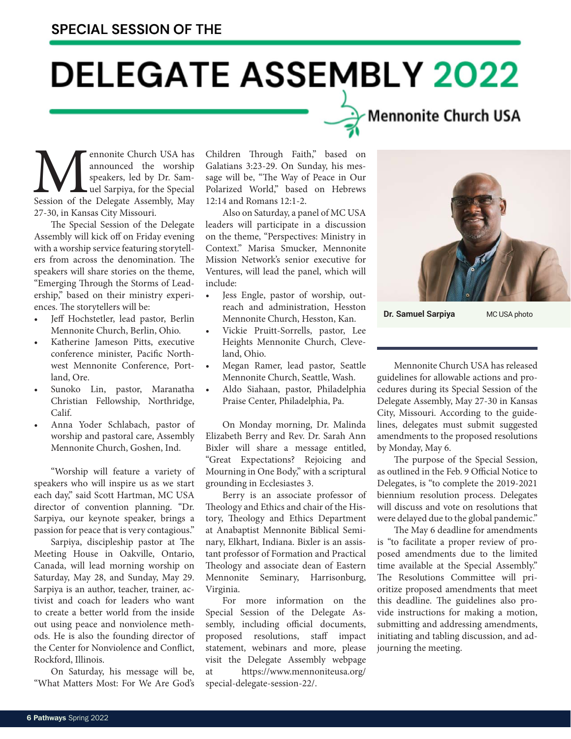SPECIAL SESSION OF THE

# DELEGATE ASSEMBLY 2022

Mennonite Church USA

Mennonite Church USA has announced the worship speakers, led by Dr. Samuel Sarpiya, for the Special Session of the Delegate Assembly, May 27-30, in Kansas City Missouri.

The Special Session of the Delegate Assembly will kick off on Friday evening with a worship service featuring storytellers from across the denomination. The speakers will share stories on the theme, "Emerging Through the Storms of Leadership," based on their ministry experiences. The storytellers will be:

- Jeff Hochstetler, lead pastor, Berlin Mennonite Church, Berlin, Ohio.
- Katherine Jameson Pitts, executive conference minister, Pacific Northwest Mennonite Conference, Portland, Ore.
- Sunoko Lin, pastor, Maranatha Christian Fellowship, Northridge, Calif.
- Anna Yoder Schlabach, pastor of worship and pastoral care, Assembly Mennonite Church, Goshen, Ind.

"Worship will feature a variety of speakers who will inspire us as we start each day," said Scott Hartman, MC USA director of convention planning. "Dr. Sarpiya, our keynote speaker, brings a passion for peace that is very contagious."

Sarpiya, discipleship pastor at The Meeting House in Oakville, Ontario, Canada, will lead morning worship on Saturday, May 28, and Sunday, May 29. Sarpiya is an author, teacher, trainer, activist and coach for leaders who want to create a better world from the inside out using peace and nonviolence methods. He is also the founding director of the Center for Nonviolence and Conflict, Rockford, Illinois.

On Saturday, his message will be, "What Matters Most: For We Are God's Children Through Faith," based on Galatians 3:23-29. On Sunday, his message will be, "The Way of Peace in Our Polarized World," based on Hebrews 12:14 and Romans 12:1-2.

Also on Saturday, a panel of MC USA leaders will participate in a discussion on the theme, "Perspectives: Ministry in Context." Marisa Smucker, Mennonite Mission Network's senior executive for Ventures, will lead the panel, which will include:

- Jess Engle, pastor of worship, outreach and administration, Hesston Mennonite Church, Hesston, Kan.
- Vickie Pruitt-Sorrells, pastor, Lee Heights Mennonite Church, Cleveland, Ohio.
- Megan Ramer, lead pastor, Seattle Mennonite Church, Seattle, Wash.
- Aldo Siahaan, pastor, Philadelphia Praise Center, Philadelphia, Pa.

On Monday morning, Dr. Malinda Elizabeth Berry and Rev. Dr. Sarah Ann Bixler will share a message entitled, "Great Expectations? Rejoicing and Mourning in One Body," with a scriptural grounding in Ecclesiastes 3.

Berry is an associate professor of Theology and Ethics and chair of the History, Theology and Ethics Department at Anabaptist Mennonite Biblical Seminary, Elkhart, Indiana. Bixler is an assistant professor of Formation and Practical Theology and associate dean of Eastern Mennonite Seminary, Harrisonburg, Virginia.

For more information on the Special Session of the Delegate Assembly, including official documents, proposed resolutions, staff impact statement, webinars and more, please visit the Delegate Assembly webpage at https://www.mennoniteusa.org/special-delegate-session-22/.

**Dr. Samuel Sarpiya** MC USA photo

Mennonite Church USA has released guidelines for allowable actions and procedures during its Special Session of the Delegate Assembly, May 27-30 in Kansas City, Missouri. According to the guidelines, delegates must submit suggested amendments to the proposed resolutions by Monday, May 6.

The purpose of the Special Session, as outlined in the Feb. 9 Official Notice to Delegates, is "to complete the 2019-2021 biennium resolution process. Delegates will discuss and vote on resolutions that were delayed due to the global pandemic."

The May 6 deadline for amendments is "to facilitate a proper review of proposed amendments due to the limited time available at the Special Assembly." The Resolutions Committee will prioritize proposed amendments that meet this deadline. The guidelines also provide instructions for making a motion, submitting and addressing amendments, initiating and tabling discussion, and adjourning the meeting.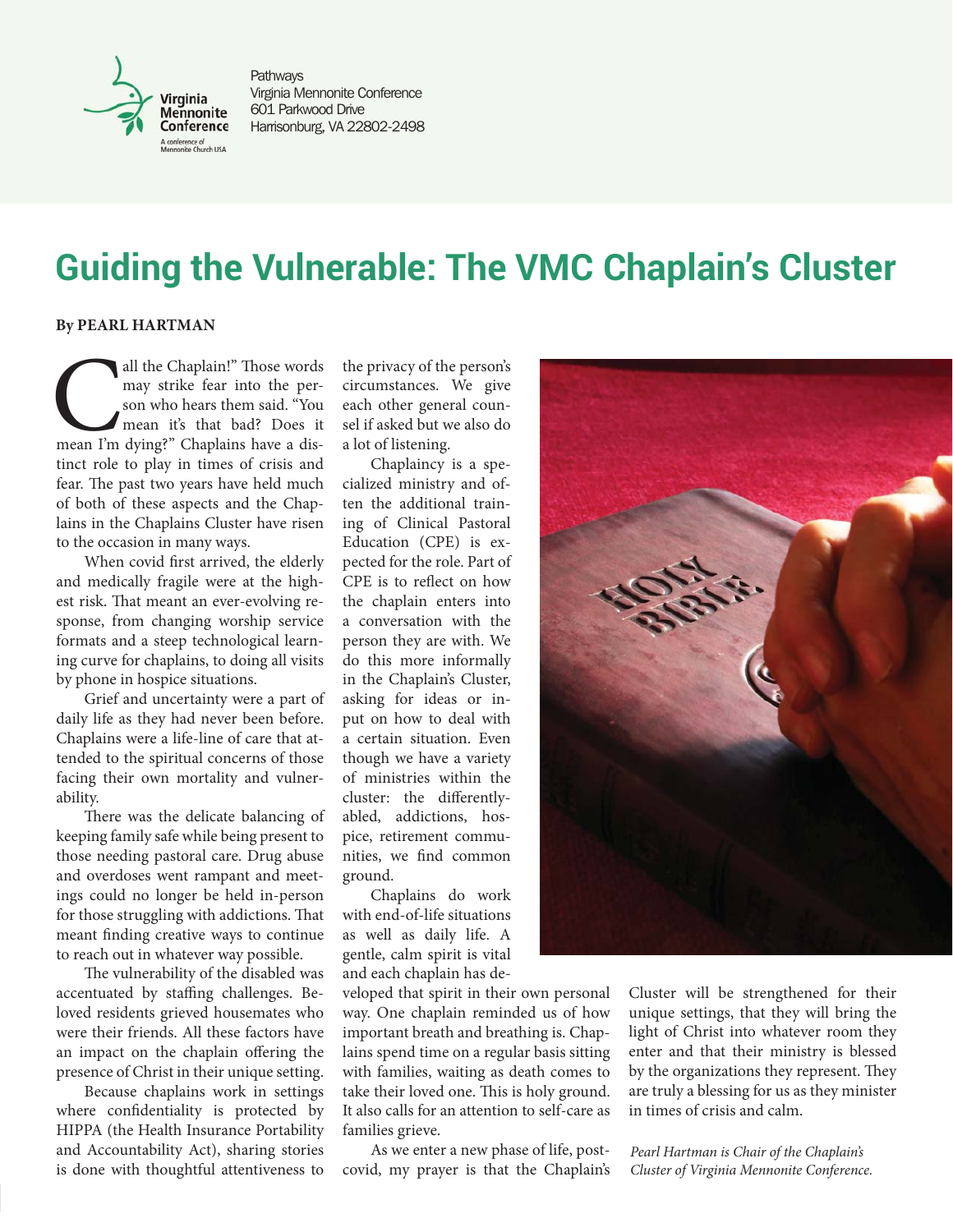Pathways
Virginia Mennonite Conference
601 Parkwood Drive
Harrisonburg, VA 22802-2498

# Guiding the Vulnerable: The VMC Chaplain's Cluster

**By PEARL HARTMAN**

"Call the Chaplain!" Those words may strike fear into the person who hears them said. "You mean it's that bad? Does it mean I'm dying?" Chaplains have a distinct role to play in times of crisis and fear. The past two years have held much of both of these aspects and the Chaplains in the Chaplains Cluster have risen to the occasion in many ways.

When covid first arrived, the elderly and medically fragile were at the highest risk. That meant an ever-evolving response, from changing worship service formats and a steep technological learning curve for chaplains, to doing all visits by phone in hospice situations.

Grief and uncertainty were a part of daily life as they had never been before. Chaplains were a life-line of care that attended to the spiritual concerns of those facing their own mortality and vulnerability.

There was the delicate balancing of keeping family safe while being present to those needing pastoral care. Drug abuse and overdoses went rampant and meetings could no longer be held in-person for those struggling with addictions. That meant finding creative ways to continue to reach out in whatever way possible.

The vulnerability of the disabled was accentuated by staffing challenges. Beloved residents grieved housemates who were their friends. All these factors have an impact on the chaplain offering the presence of Christ in their unique setting.

Because chaplains work in settings where confidentiality is protected by HIPPA (the Health Insurance Portability and Accountability Act), sharing stories is done with thoughtful attentiveness to the privacy of the person's circumstances. We give each other general counsel if asked but we also do a lot of listening.

Chaplaincy is a specialized ministry and often the additional training of Clinical Pastoral Education (CPE) is expected for the role. Part of CPE is to reflect on how the chaplain enters into a conversation with the person they are with. We do this more informally in the Chaplain's Cluster, asking for ideas or input on how to deal with a certain situation. Even though we have a variety of ministries within the cluster: the differently-abled, addictions, hospice, retirement communities, we find common ground.

Chaplains do work with end-of-life situations as well as daily life. A gentle, calm spirit is vital and each chaplain has developed that spirit in their own personal way. One chaplain reminded us of how important breath and breathing is. Chaplains spend time on a regular basis sitting with families, waiting as death comes to take their loved one. This is holy ground. It also calls for an attention to self-care as families grieve.

As we enter a new phase of life, post-covid, my prayer is that the Chaplain's Cluster will be strengthened for their unique settings, that they will bring the light of Christ into whatever room they enter and that their ministry is blessed by the organizations they represent. They are truly a blessing for us as they minister in times of crisis and calm.

*Pearl Hartman is Chair of the Chaplain's Cluster of Virginia Mennonite Conference.*